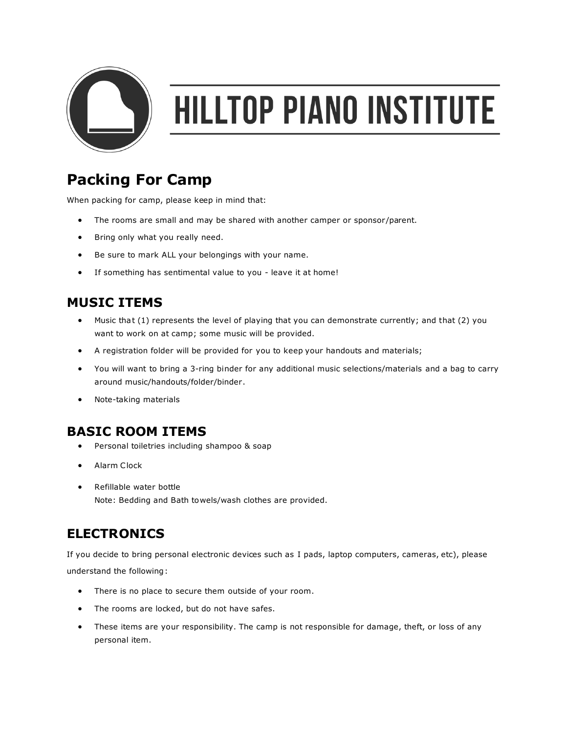# HILLTOP PIANO INSTITUTE

## Packing For Camp

When packing for camp, please keep in mind that:

- The rooms are small and may be shared with another camper or sponsor/parent.
- Bring only what you really need.
- Be sure to mark ALL your belongings with your name.
- If something has sentimental value to you - leave it at home!

## MUSIC ITEMS

- Music that (1) represents the level of playing that you can demonstrate currently; and that (2) you want to work on at camp; some music will be provided.
- A registration folder will be provided for you to keep your handouts and materials;
- You will want to bring a 3-ring binder for any additional music selections/materials and a bag to carry around music/handouts/folder/binder.
- Note-taking materials

## BASIC ROOM ITEMS

- Personal toiletries including shampoo & soap
- Alarm Clock
- Refillable water bottle
  Note: Bedding and Bath towels/wash clothes are provided.

## ELECTRONICS

If you decide to bring personal electronic devices such as I pads, laptop computers, cameras, etc), please understand the following:

- There is no place to secure them outside of your room.
- The rooms are locked, but do not have safes.
- These items are your responsibility. The camp is not responsible for damage, theft, or loss of any personal item.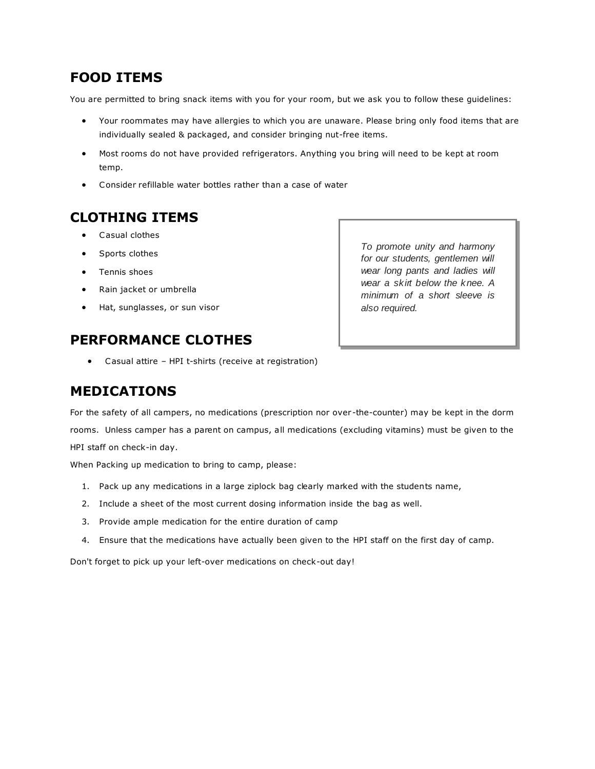## FOOD ITEMS

You are permitted to bring snack items with you for your room, but we ask you to follow these guidelines:

- Your roommates may have allergies to which you are unaware. Please bring only food items that are individually sealed & packaged, and consider bringing nut-free items.
- Most rooms do not have provided refrigerators. Anything you bring will need to be kept at room temp.
- Consider refillable water bottles rather than a case of water

## CLOTHING ITEMS

- Casual clothes
- Sports clothes
- Tennis shoes
- Rain jacket or umbrella
- Hat, sunglasses, or sun visor

*To promote unity and harmony for our students, gentlemen will wear long pants and ladies will wear a skirt below the knee. A minimum of a short sleeve is also required.*

## PERFORMANCE CLOTHES

- Casual attire – HPI t-shirts (receive at registration)

## MEDICATIONS

For the safety of all campers, no medications (prescription nor over-the-counter) may be kept in the dorm rooms. Unless camper has a parent on campus, all medications (excluding vitamins) must be given to the HPI staff on check-in day.

When Packing up medication to bring to camp, please:

1. Pack up any medications in a large ziplock bag clearly marked with the students name,
2. Include a sheet of the most current dosing information inside the bag as well.
3. Provide ample medication for the entire duration of camp
4. Ensure that the medications have actually been given to the HPI staff on the first day of camp.

Don't forget to pick up your left-over medications on check-out day!